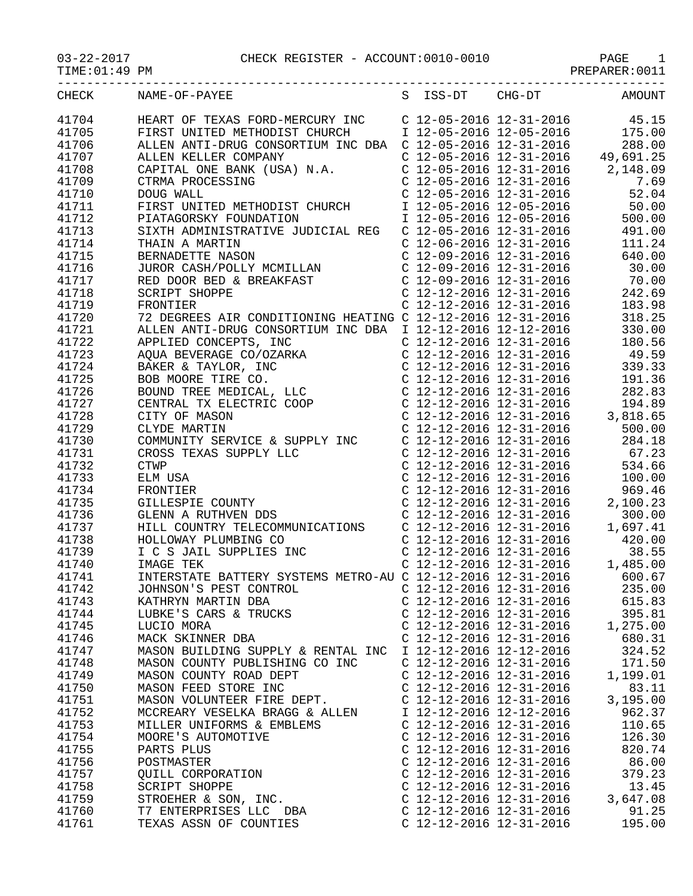CHECK REGISTER - ACCOUNT:0010-0010

03-22-2017
TIME:01:49 PM
PREPARER:0011

| CHECK | NAME-OF-PAYEE | S | ISS-DT | CHG-DT | AMOUNT |
|---|---|---|---|---|---|
| 41704 | HEART OF TEXAS FORD-MERCURY INC | C | 12-05-2016 | 12-31-2016 | 45.15 |
| 41705 | FIRST UNITED METHODIST CHURCH | I | 12-05-2016 | 12-05-2016 | 175.00 |
| 41706 | ALLEN ANTI-DRUG CONSORTIUM INC DBA | C | 12-05-2016 | 12-31-2016 | 288.00 |
| 41707 | ALLEN KELLER COMPANY | C | 12-05-2016 | 12-31-2016 | 49,691.25 |
| 41708 | CAPITAL ONE BANK (USA) N.A. | C | 12-05-2016 | 12-31-2016 | 2,148.09 |
| 41709 | CTRMA PROCESSING | C | 12-05-2016 | 12-31-2016 | 7.69 |
| 41710 | DOUG WALL | C | 12-05-2016 | 12-31-2016 | 52.04 |
| 41711 | FIRST UNITED METHODIST CHURCH | I | 12-05-2016 | 12-05-2016 | 50.00 |
| 41712 | PIATAGORSKY FOUNDATION | I | 12-05-2016 | 12-05-2016 | 500.00 |
| 41713 | SIXTH ADMINISTRATIVE JUDICIAL REG | C | 12-05-2016 | 12-31-2016 | 491.00 |
| 41714 | THAIN A MARTIN | C | 12-06-2016 | 12-31-2016 | 111.24 |
| 41715 | BERNADETTE NASON | C | 12-09-2016 | 12-31-2016 | 640.00 |
| 41716 | JUROR CASH/POLLY MCMILLAN | C | 12-09-2016 | 12-31-2016 | 30.00 |
| 41717 | RED DOOR BED & BREAKFAST | C | 12-09-2016 | 12-31-2016 | 70.00 |
| 41718 | SCRIPT SHOPPE | C | 12-12-2016 | 12-31-2016 | 242.69 |
| 41719 | FRONTIER | C | 12-12-2016 | 12-31-2016 | 183.98 |
| 41720 | 72 DEGREES AIR CONDITIONING HEATING | C | 12-12-2016 | 12-31-2016 | 318.25 |
| 41721 | ALLEN ANTI-DRUG CONSORTIUM INC DBA | I | 12-12-2016 | 12-12-2016 | 330.00 |
| 41722 | APPLIED CONCEPTS, INC | C | 12-12-2016 | 12-31-2016 | 180.56 |
| 41723 | AQUA BEVERAGE CO/OZARKA | C | 12-12-2016 | 12-31-2016 | 49.59 |
| 41724 | BAKER & TAYLOR, INC | C | 12-12-2016 | 12-31-2016 | 339.33 |
| 41725 | BOB MOORE TIRE CO. | C | 12-12-2016 | 12-31-2016 | 191.36 |
| 41726 | BOUND TREE MEDICAL, LLC | C | 12-12-2016 | 12-31-2016 | 282.83 |
| 41727 | CENTRAL TX ELECTRIC COOP | C | 12-12-2016 | 12-31-2016 | 194.89 |
| 41728 | CITY OF MASON | C | 12-12-2016 | 12-31-2016 | 3,818.65 |
| 41729 | CLYDE MARTIN | C | 12-12-2016 | 12-31-2016 | 500.00 |
| 41730 | COMMUNITY SERVICE & SUPPLY INC | C | 12-12-2016 | 12-31-2016 | 284.18 |
| 41731 | CROSS TEXAS SUPPLY LLC | C | 12-12-2016 | 12-31-2016 | 67.23 |
| 41732 | CTWP | C | 12-12-2016 | 12-31-2016 | 534.66 |
| 41733 | ELM USA | C | 12-12-2016 | 12-31-2016 | 100.00 |
| 41734 | FRONTIER | C | 12-12-2016 | 12-31-2016 | 969.46 |
| 41735 | GILLESPIE COUNTY | C | 12-12-2016 | 12-31-2016 | 2,100.23 |
| 41736 | GLENN A RUTHVEN DDS | C | 12-12-2016 | 12-31-2016 | 300.00 |
| 41737 | HILL COUNTRY TELECOMMUNICATIONS | C | 12-12-2016 | 12-31-2016 | 1,697.41 |
| 41738 | HOLLOWAY PLUMBING CO | C | 12-12-2016 | 12-31-2016 | 420.00 |
| 41739 | I C S JAIL SUPPLIES INC | C | 12-12-2016 | 12-31-2016 | 38.55 |
| 41740 | IMAGE TEK | C | 12-12-2016 | 12-31-2016 | 1,485.00 |
| 41741 | INTERSTATE BATTERY SYSTEMS METRO-AU | C | 12-12-2016 | 12-31-2016 | 600.67 |
| 41742 | JOHNSON'S PEST CONTROL | C | 12-12-2016 | 12-31-2016 | 235.00 |
| 41743 | KATHRYN MARTIN DBA | C | 12-12-2016 | 12-31-2016 | 615.83 |
| 41744 | LUBKE'S CARS & TRUCKS | C | 12-12-2016 | 12-31-2016 | 395.81 |
| 41745 | LUCIO MORA | C | 12-12-2016 | 12-31-2016 | 1,275.00 |
| 41746 | MACK SKINNER DBA | C | 12-12-2016 | 12-31-2016 | 680.31 |
| 41747 | MASON BUILDING SUPPLY & RENTAL INC | I | 12-12-2016 | 12-12-2016 | 324.52 |
| 41748 | MASON COUNTY PUBLISHING CO INC | C | 12-12-2016 | 12-31-2016 | 171.50 |
| 41749 | MASON COUNTY ROAD DEPT | C | 12-12-2016 | 12-31-2016 | 1,199.01 |
| 41750 | MASON FEED STORE INC | C | 12-12-2016 | 12-31-2016 | 83.11 |
| 41751 | MASON VOLUNTEER FIRE DEPT. | C | 12-12-2016 | 12-31-2016 | 3,195.00 |
| 41752 | MCCREARY VESELKA BRAGG & ALLEN | I | 12-12-2016 | 12-12-2016 | 962.37 |
| 41753 | MILLER UNIFORMS & EMBLEMS | C | 12-12-2016 | 12-31-2016 | 110.65 |
| 41754 | MOORE'S AUTOMOTIVE | C | 12-12-2016 | 12-31-2016 | 126.30 |
| 41755 | PARTS PLUS | C | 12-12-2016 | 12-31-2016 | 820.74 |
| 41756 | POSTMASTER | C | 12-12-2016 | 12-31-2016 | 86.00 |
| 41757 | QUILL CORPORATION | C | 12-12-2016 | 12-31-2016 | 379.23 |
| 41758 | SCRIPT SHOPPE | C | 12-12-2016 | 12-31-2016 | 13.45 |
| 41759 | STROEHER & SON, INC. | C | 12-12-2016 | 12-31-2016 | 3,647.08 |
| 41760 | T7 ENTERPRISES LLC DBA | C | 12-12-2016 | 12-31-2016 | 91.25 |
| 41761 | TEXAS ASSN OF COUNTIES | C | 12-12-2016 | 12-31-2016 | 195.00 |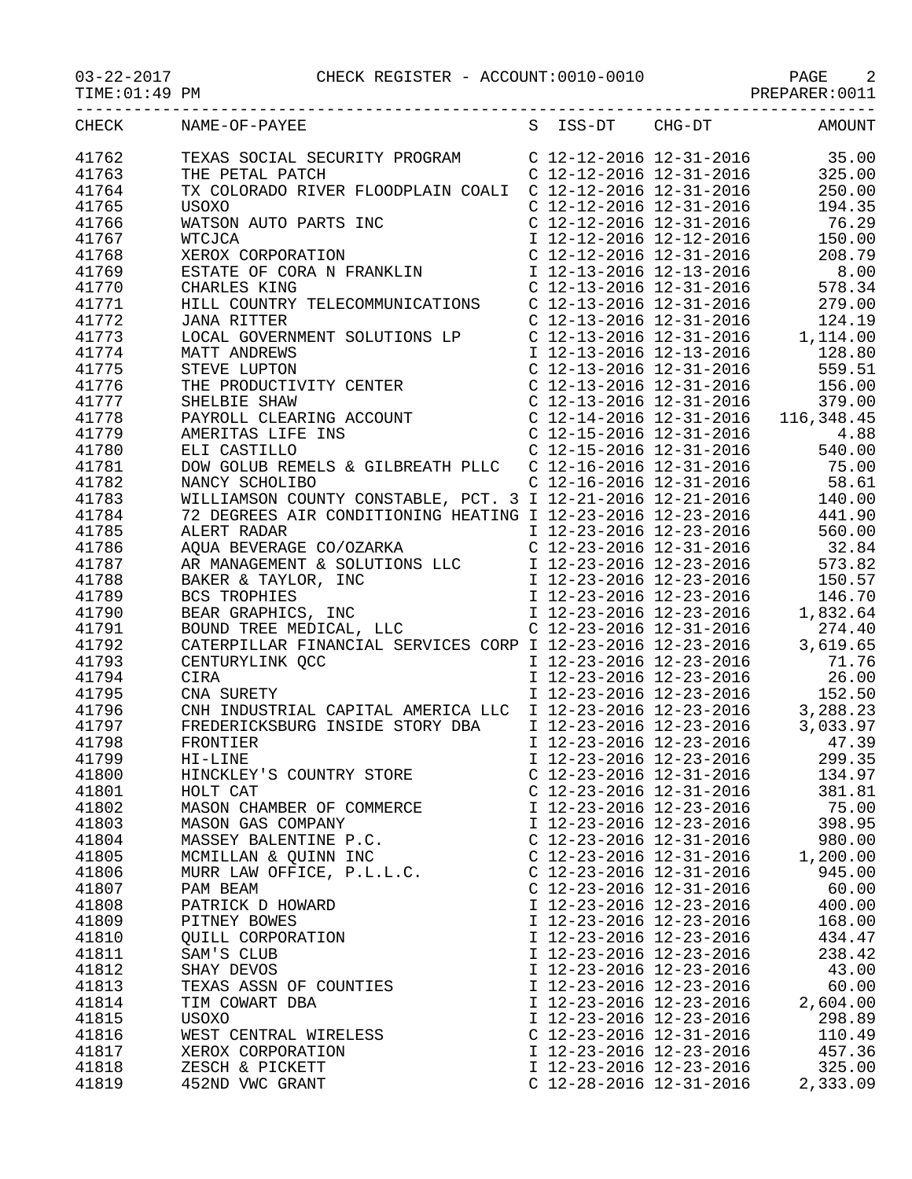03-22-2017 CHECK REGISTER - ACCOUNT:0010-0010

TIME:01:49 PM PREPARER:0011

| CHECK | NAME-OF-PAYEE | S | ISS-DT | CHG-DT | AMOUNT |
|---|---|---|---|---|---|
| 41762 | TEXAS SOCIAL SECURITY PROGRAM | C | 12-12-2016 | 12-31-2016 | 35.00 |
| 41763 | THE PETAL PATCH | C | 12-12-2016 | 12-31-2016 | 325.00 |
| 41764 | TX COLORADO RIVER FLOODPLAIN COALI | C | 12-12-2016 | 12-31-2016 | 250.00 |
| 41765 | USOXO | C | 12-12-2016 | 12-31-2016 | 194.35 |
| 41766 | WATSON AUTO PARTS INC | C | 12-12-2016 | 12-31-2016 | 76.29 |
| 41767 | WTCJCA | I | 12-12-2016 | 12-12-2016 | 150.00 |
| 41768 | XEROX CORPORATION | C | 12-12-2016 | 12-31-2016 | 208.79 |
| 41769 | ESTATE OF CORA N FRANKLIN | I | 12-13-2016 | 12-13-2016 | 8.00 |
| 41770 | CHARLES KING | C | 12-13-2016 | 12-31-2016 | 578.34 |
| 41771 | HILL COUNTRY TELECOMMUNICATIONS | C | 12-13-2016 | 12-31-2016 | 279.00 |
| 41772 | JANA RITTER | C | 12-13-2016 | 12-31-2016 | 124.19 |
| 41773 | LOCAL GOVERNMENT SOLUTIONS LP | C | 12-13-2016 | 12-31-2016 | 1,114.00 |
| 41774 | MATT ANDREWS | I | 12-13-2016 | 12-13-2016 | 128.80 |
| 41775 | STEVE LUPTON | C | 12-13-2016 | 12-31-2016 | 559.51 |
| 41776 | THE PRODUCTIVITY CENTER | C | 12-13-2016 | 12-31-2016 | 156.00 |
| 41777 | SHELBIE SHAW | C | 12-13-2016 | 12-31-2016 | 379.00 |
| 41778 | PAYROLL CLEARING ACCOUNT | C | 12-14-2016 | 12-31-2016 | 116,348.45 |
| 41779 | AMERITAS LIFE INS | C | 12-15-2016 | 12-31-2016 | 4.88 |
| 41780 | ELI CASTILLO | C | 12-15-2016 | 12-31-2016 | 540.00 |
| 41781 | DOW GOLUB REMELS & GILBREATH PLLC | C | 12-16-2016 | 12-31-2016 | 75.00 |
| 41782 | NANCY SCHOLIBO | C | 12-16-2016 | 12-31-2016 | 58.61 |
| 41783 | WILLIAMSON COUNTY CONSTABLE, PCT. 3 | I | 12-21-2016 | 12-21-2016 | 140.00 |
| 41784 | 72 DEGREES AIR CONDITIONING HEATING | I | 12-23-2016 | 12-23-2016 | 441.90 |
| 41785 | ALERT RADAR | I | 12-23-2016 | 12-23-2016 | 560.00 |
| 41786 | AQUA BEVERAGE CO/OZARKA | C | 12-23-2016 | 12-31-2016 | 32.84 |
| 41787 | AR MANAGEMENT & SOLUTIONS LLC | I | 12-23-2016 | 12-23-2016 | 573.82 |
| 41788 | BAKER & TAYLOR, INC | I | 12-23-2016 | 12-23-2016 | 150.57 |
| 41789 | BCS TROPHIES | I | 12-23-2016 | 12-23-2016 | 146.70 |
| 41790 | BEAR GRAPHICS, INC | I | 12-23-2016 | 12-23-2016 | 1,832.64 |
| 41791 | BOUND TREE MEDICAL, LLC | C | 12-23-2016 | 12-31-2016 | 274.40 |
| 41792 | CATERPILLAR FINANCIAL SERVICES CORP | I | 12-23-2016 | 12-23-2016 | 3,619.65 |
| 41793 | CENTURYLINK QCC | I | 12-23-2016 | 12-23-2016 | 71.76 |
| 41794 | CIRA | I | 12-23-2016 | 12-23-2016 | 26.00 |
| 41795 | CNA SURETY | I | 12-23-2016 | 12-23-2016 | 152.50 |
| 41796 | CNH INDUSTRIAL CAPITAL AMERICA LLC | I | 12-23-2016 | 12-23-2016 | 3,288.23 |
| 41797 | FREDERICKSBURG INSIDE STORY DBA | I | 12-23-2016 | 12-23-2016 | 3,033.97 |
| 41798 | FRONTIER | I | 12-23-2016 | 12-23-2016 | 47.39 |
| 41799 | HI-LINE | I | 12-23-2016 | 12-23-2016 | 299.35 |
| 41800 | HINCKLEY'S COUNTRY STORE | C | 12-23-2016 | 12-31-2016 | 134.97 |
| 41801 | HOLT CAT | C | 12-23-2016 | 12-31-2016 | 381.81 |
| 41802 | MASON CHAMBER OF COMMERCE | I | 12-23-2016 | 12-23-2016 | 75.00 |
| 41803 | MASON GAS COMPANY | I | 12-23-2016 | 12-23-2016 | 398.95 |
| 41804 | MASSEY BALENTINE P.C. | C | 12-23-2016 | 12-31-2016 | 980.00 |
| 41805 | MCMILLAN & QUINN INC | C | 12-23-2016 | 12-31-2016 | 1,200.00 |
| 41806 | MURR LAW OFFICE, P.L.L.C. | C | 12-23-2016 | 12-31-2016 | 945.00 |
| 41807 | PAM BEAM | C | 12-23-2016 | 12-31-2016 | 60.00 |
| 41808 | PATRICK D HOWARD | I | 12-23-2016 | 12-23-2016 | 400.00 |
| 41809 | PITNEY BOWES | I | 12-23-2016 | 12-23-2016 | 168.00 |
| 41810 | QUILL CORPORATION | I | 12-23-2016 | 12-23-2016 | 434.47 |
| 41811 | SAM'S CLUB | I | 12-23-2016 | 12-23-2016 | 238.42 |
| 41812 | SHAY DEVOS | I | 12-23-2016 | 12-23-2016 | 43.00 |
| 41813 | TEXAS ASSN OF COUNTIES | I | 12-23-2016 | 12-23-2016 | 60.00 |
| 41814 | TIM COWART DBA | I | 12-23-2016 | 12-23-2016 | 2,604.00 |
| 41815 | USOXO | I | 12-23-2016 | 12-23-2016 | 298.89 |
| 41816 | WEST CENTRAL WIRELESS | C | 12-23-2016 | 12-31-2016 | 110.49 |
| 41817 | XEROX CORPORATION | I | 12-23-2016 | 12-23-2016 | 457.36 |
| 41818 | ZESCH & PICKETT | I | 12-23-2016 | 12-23-2016 | 325.00 |
| 41819 | 452ND VWC GRANT | C | 12-28-2016 | 12-31-2016 | 2,333.09 |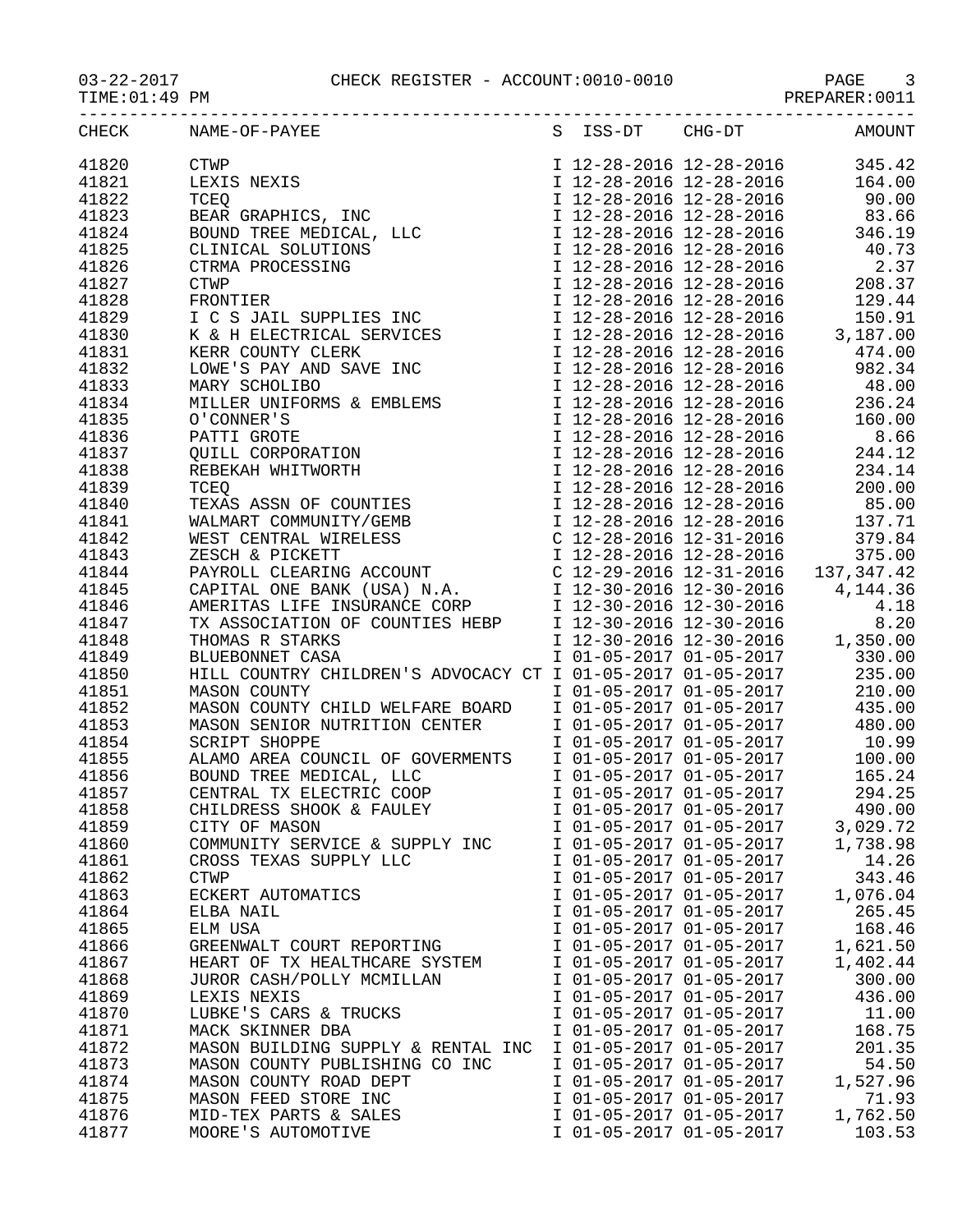CHECK REGISTER - ACCOUNT:0010-0010

| CHECK | NAME-OF-PAYEE | S | ISS-DT | CHG-DT | AMOUNT |
|---|---|---|---|---|---|
| 41820 | CTWP | I | 12-28-2016 | 12-28-2016 | 345.42 |
| 41821 | LEXIS NEXIS | I | 12-28-2016 | 12-28-2016 | 164.00 |
| 41822 | TCEQ | I | 12-28-2016 | 12-28-2016 | 90.00 |
| 41823 | BEAR GRAPHICS, INC | I | 12-28-2016 | 12-28-2016 | 83.66 |
| 41824 | BOUND TREE MEDICAL, LLC | I | 12-28-2016 | 12-28-2016 | 346.19 |
| 41825 | CLINICAL SOLUTIONS | I | 12-28-2016 | 12-28-2016 | 40.73 |
| 41826 | CTRMA PROCESSING | I | 12-28-2016 | 12-28-2016 | 2.37 |
| 41827 | CTWP | I | 12-28-2016 | 12-28-2016 | 208.37 |
| 41828 | FRONTIER | I | 12-28-2016 | 12-28-2016 | 129.44 |
| 41829 | I C S JAIL SUPPLIES INC | I | 12-28-2016 | 12-28-2016 | 150.91 |
| 41830 | K & H ELECTRICAL SERVICES | I | 12-28-2016 | 12-28-2016 | 3,187.00 |
| 41831 | KERR COUNTY CLERK | I | 12-28-2016 | 12-28-2016 | 474.00 |
| 41832 | LOWE'S PAY AND SAVE INC | I | 12-28-2016 | 12-28-2016 | 982.34 |
| 41833 | MARY SCHOLIBO | I | 12-28-2016 | 12-28-2016 | 48.00 |
| 41834 | MILLER UNIFORMS & EMBLEMS | I | 12-28-2016 | 12-28-2016 | 236.24 |
| 41835 | O'CONNER'S | I | 12-28-2016 | 12-28-2016 | 160.00 |
| 41836 | PATTI GROTE | I | 12-28-2016 | 12-28-2016 | 8.66 |
| 41837 | QUILL CORPORATION | I | 12-28-2016 | 12-28-2016 | 244.12 |
| 41838 | REBEKAH WHITWORTH | I | 12-28-2016 | 12-28-2016 | 234.14 |
| 41839 | TCEQ | I | 12-28-2016 | 12-28-2016 | 200.00 |
| 41840 | TEXAS ASSN OF COUNTIES | I | 12-28-2016 | 12-28-2016 | 85.00 |
| 41841 | WALMART COMMUNITY/GEMB | I | 12-28-2016 | 12-28-2016 | 137.71 |
| 41842 | WEST CENTRAL WIRELESS | C | 12-28-2016 | 12-31-2016 | 379.84 |
| 41843 | ZESCH & PICKETT | I | 12-28-2016 | 12-28-2016 | 375.00 |
| 41844 | PAYROLL CLEARING ACCOUNT | C | 12-29-2016 | 12-31-2016 | 137,347.42 |
| 41845 | CAPITAL ONE BANK (USA) N.A. | I | 12-30-2016 | 12-30-2016 | 4,144.36 |
| 41846 | AMERITAS LIFE INSURANCE CORP | I | 12-30-2016 | 12-30-2016 | 4.18 |
| 41847 | TX ASSOCIATION OF COUNTIES HEBP | I | 12-30-2016 | 12-30-2016 | 8.20 |
| 41848 | THOMAS R STARKS | I | 12-30-2016 | 12-30-2016 | 1,350.00 |
| 41849 | BLUEBONNET CASA | I | 01-05-2017 | 01-05-2017 | 330.00 |
| 41850 | HILL COUNTRY CHILDREN'S ADVOCACY CT | I | 01-05-2017 | 01-05-2017 | 235.00 |
| 41851 | MASON COUNTY | I | 01-05-2017 | 01-05-2017 | 210.00 |
| 41852 | MASON COUNTY CHILD WELFARE BOARD | I | 01-05-2017 | 01-05-2017 | 435.00 |
| 41853 | MASON SENIOR NUTRITION CENTER | I | 01-05-2017 | 01-05-2017 | 480.00 |
| 41854 | SCRIPT SHOPPE | I | 01-05-2017 | 01-05-2017 | 10.99 |
| 41855 | ALAMO AREA COUNCIL OF GOVERMENTS | I | 01-05-2017 | 01-05-2017 | 100.00 |
| 41856 | BOUND TREE MEDICAL, LLC | I | 01-05-2017 | 01-05-2017 | 165.24 |
| 41857 | CENTRAL TX ELECTRIC COOP | I | 01-05-2017 | 01-05-2017 | 294.25 |
| 41858 | CHILDRESS SHOOK & FAULEY | I | 01-05-2017 | 01-05-2017 | 490.00 |
| 41859 | CITY OF MASON | I | 01-05-2017 | 01-05-2017 | 3,029.72 |
| 41860 | COMMUNITY SERVICE & SUPPLY INC | I | 01-05-2017 | 01-05-2017 | 1,738.98 |
| 41861 | CROSS TEXAS SUPPLY LLC | I | 01-05-2017 | 01-05-2017 | 14.26 |
| 41862 | CTWP | I | 01-05-2017 | 01-05-2017 | 343.46 |
| 41863 | ECKERT AUTOMATICS | I | 01-05-2017 | 01-05-2017 | 1,076.04 |
| 41864 | ELBA NAIL | I | 01-05-2017 | 01-05-2017 | 265.45 |
| 41865 | ELM USA | I | 01-05-2017 | 01-05-2017 | 168.46 |
| 41866 | GREENWALT COURT REPORTING | I | 01-05-2017 | 01-05-2017 | 1,621.50 |
| 41867 | HEART OF TX HEALTHCARE SYSTEM | I | 01-05-2017 | 01-05-2017 | 1,402.44 |
| 41868 | JUROR CASH/POLLY MCMILLAN | I | 01-05-2017 | 01-05-2017 | 300.00 |
| 41869 | LEXIS NEXIS | I | 01-05-2017 | 01-05-2017 | 436.00 |
| 41870 | LUBKE'S CARS & TRUCKS | I | 01-05-2017 | 01-05-2017 | 11.00 |
| 41871 | MACK SKINNER DBA | I | 01-05-2017 | 01-05-2017 | 168.75 |
| 41872 | MASON BUILDING SUPPLY & RENTAL INC | I | 01-05-2017 | 01-05-2017 | 201.35 |
| 41873 | MASON COUNTY PUBLISHING CO INC | I | 01-05-2017 | 01-05-2017 | 54.50 |
| 41874 | MASON COUNTY ROAD DEPT | I | 01-05-2017 | 01-05-2017 | 1,527.96 |
| 41875 | MASON FEED STORE INC | I | 01-05-2017 | 01-05-2017 | 71.93 |
| 41876 | MID-TEX PARTS & SALES | I | 01-05-2017 | 01-05-2017 | 1,762.50 |
| 41877 | MOORE'S AUTOMOTIVE | I | 01-05-2017 | 01-05-2017 | 103.53 |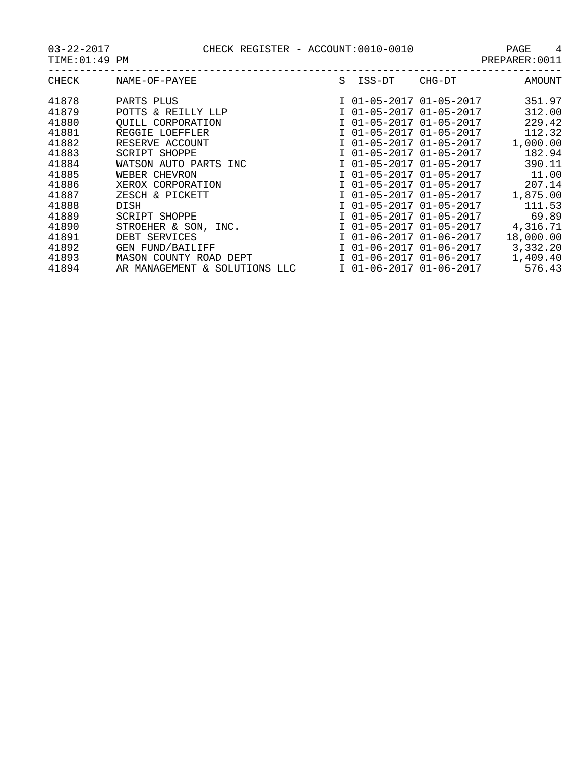03-22-2017 CHECK REGISTER - ACCOUNT:0010-0010

TIME:01:49 PM PREPARER:0011

| CHECK | NAME-OF-PAYEE | S | ISS-DT | CHG-DT | AMOUNT |
|---|---|---|---|---|---|
| 41878 | PARTS PLUS | I | 01-05-2017 | 01-05-2017 | 351.97 |
| 41879 | POTTS & REILLY LLP | I | 01-05-2017 | 01-05-2017 | 312.00 |
| 41880 | QUILL CORPORATION | I | 01-05-2017 | 01-05-2017 | 229.42 |
| 41881 | REGGIE LOEFFLER | I | 01-05-2017 | 01-05-2017 | 112.32 |
| 41882 | RESERVE ACCOUNT | I | 01-05-2017 | 01-05-2017 | 1,000.00 |
| 41883 | SCRIPT SHOPPE | I | 01-05-2017 | 01-05-2017 | 182.94 |
| 41884 | WATSON AUTO PARTS INC | I | 01-05-2017 | 01-05-2017 | 390.11 |
| 41885 | WEBER CHEVRON | I | 01-05-2017 | 01-05-2017 | 11.00 |
| 41886 | XEROX CORPORATION | I | 01-05-2017 | 01-05-2017 | 207.14 |
| 41887 | ZESCH & PICKETT | I | 01-05-2017 | 01-05-2017 | 1,875.00 |
| 41888 | DISH | I | 01-05-2017 | 01-05-2017 | 111.53 |
| 41889 | SCRIPT SHOPPE | I | 01-05-2017 | 01-05-2017 | 69.89 |
| 41890 | STROEHER & SON, INC. | I | 01-05-2017 | 01-05-2017 | 4,316.71 |
| 41891 | DEBT SERVICES | I | 01-06-2017 | 01-06-2017 | 18,000.00 |
| 41892 | GEN FUND/BAILIFF | I | 01-06-2017 | 01-06-2017 | 3,332.20 |
| 41893 | MASON COUNTY ROAD DEPT | I | 01-06-2017 | 01-06-2017 | 1,409.40 |
| 41894 | AR MANAGEMENT & SOLUTIONS LLC | I | 01-06-2017 | 01-06-2017 | 576.43 |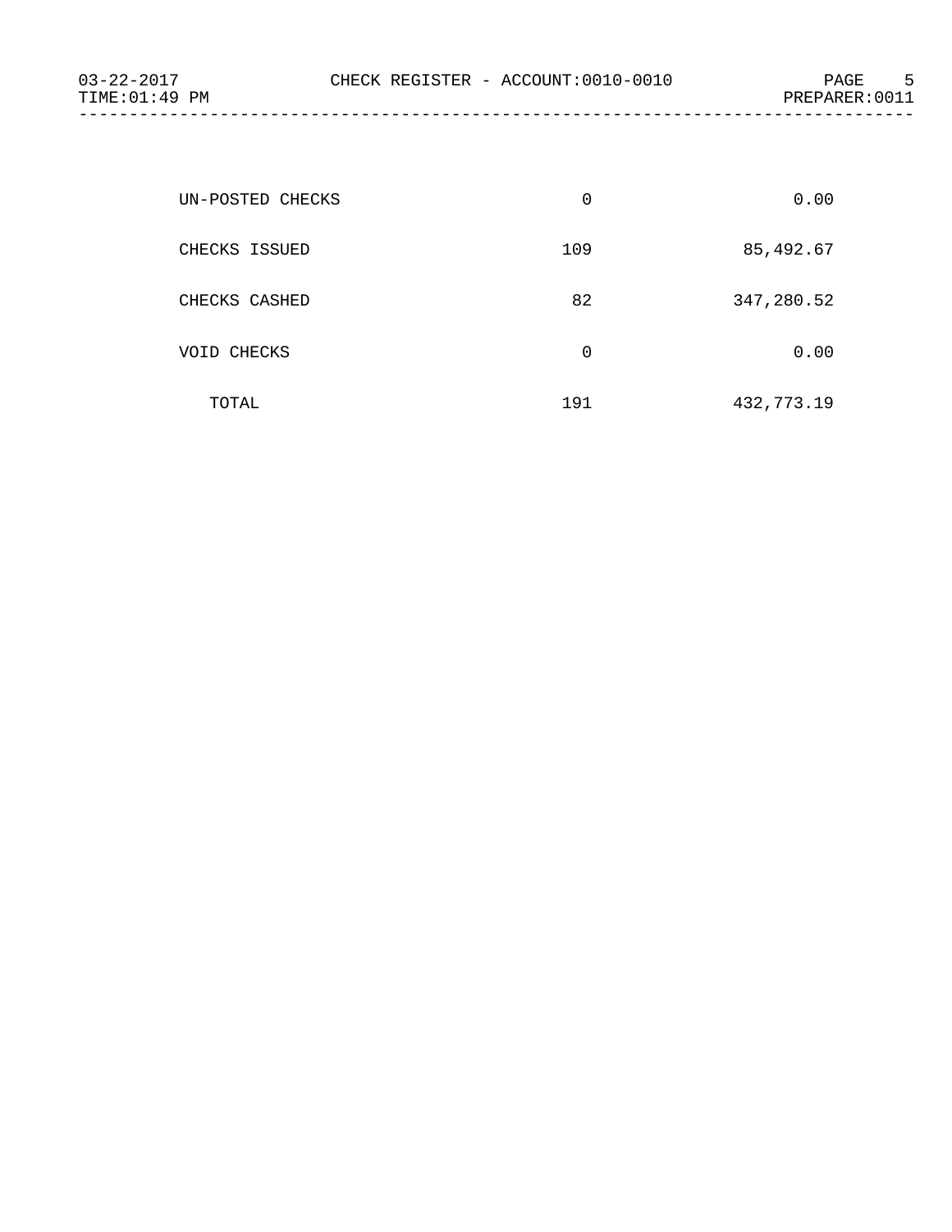| | | |
|---|---|---|
| UN-POSTED CHECKS | 0 | 0.00 |
| CHECKS ISSUED | 109 | 85,492.67 |
| CHECKS CASHED | 82 | 347,280.52 |
| VOID CHECKS | 0 | 0.00 |
| TOTAL | 191 | 432,773.19 |